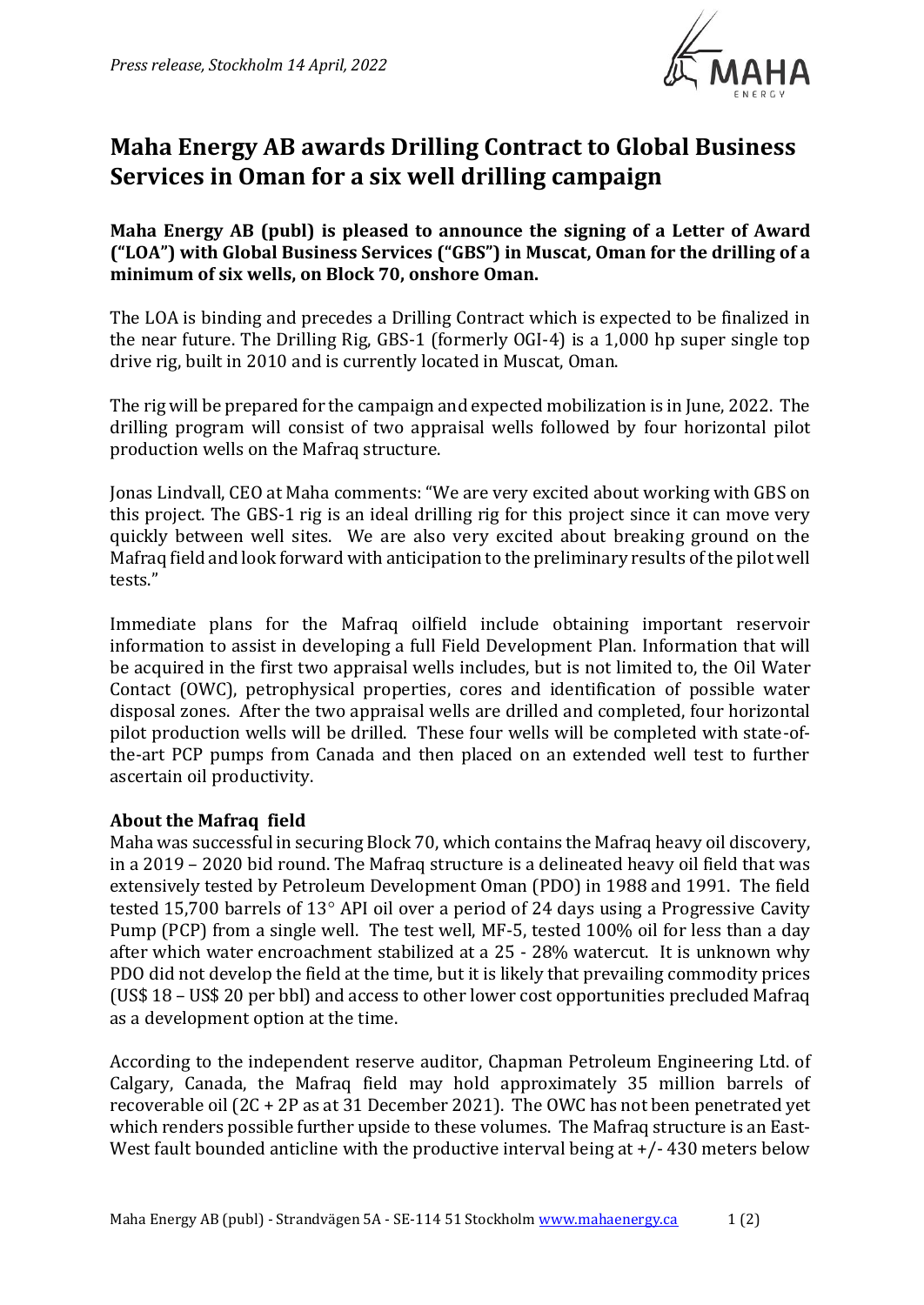*Press release, Stockholm 14 April, 2022*

# Maha Energy AB awards Drilling Contract to Global Business Services in Oman for a six well drilling campaign

**Maha Energy AB (publ) is pleased to announce the signing of a Letter of Award ("LOA") with Global Business Services ("GBS") in Muscat, Oman for the drilling of a minimum of six wells, on Block 70, onshore Oman.**

The LOA is binding and precedes a Drilling Contract which is expected to be finalized in the near future. The Drilling Rig, GBS-1 (formerly OGI-4) is a 1,000 hp super single top drive rig, built in 2010 and is currently located in Muscat, Oman.

The rig will be prepared for the campaign and expected mobilization is in June, 2022. The drilling program will consist of two appraisal wells followed by four horizontal pilot production wells on the Mafraq structure.

Jonas Lindvall, CEO at Maha comments: "We are very excited about working with GBS on this project. The GBS-1 rig is an ideal drilling rig for this project since it can move very quickly between well sites. We are also very excited about breaking ground on the Mafraq field and look forward with anticipation to the preliminary results of the pilot well tests."

Immediate plans for the Mafraq oilfield include obtaining important reservoir information to assist in developing a full Field Development Plan. Information that will be acquired in the first two appraisal wells includes, but is not limited to, the Oil Water Contact (OWC), petrophysical properties, cores and identification of possible water disposal zones. After the two appraisal wells are drilled and completed, four horizontal pilot production wells will be drilled. These four wells will be completed with state-of-the-art PCP pumps from Canada and then placed on an extended well test to further ascertain oil productivity.

### About the Mafraq field

Maha was successful in securing Block 70, which contains the Mafraq heavy oil discovery, in a 2019 – 2020 bid round. The Mafraq structure is a delineated heavy oil field that was extensively tested by Petroleum Development Oman (PDO) in 1988 and 1991. The field tested 15,700 barrels of 13° API oil over a period of 24 days using a Progressive Cavity Pump (PCP) from a single well. The test well, MF-5, tested 100% oil for less than a day after which water encroachment stabilized at a 25 - 28% watercut. It is unknown why PDO did not develop the field at the time, but it is likely that prevailing commodity prices (US$ 18 – US$ 20 per bbl) and access to other lower cost opportunities precluded Mafraq as a development option at the time.

According to the independent reserve auditor, Chapman Petroleum Engineering Ltd. of Calgary, Canada, the Mafraq field may hold approximately 35 million barrels of recoverable oil (2C + 2P as at 31 December 2021). The OWC has not been penetrated yet which renders possible further upside to these volumes. The Mafraq structure is an East-West fault bounded anticline with the productive interval being at +/- 430 meters below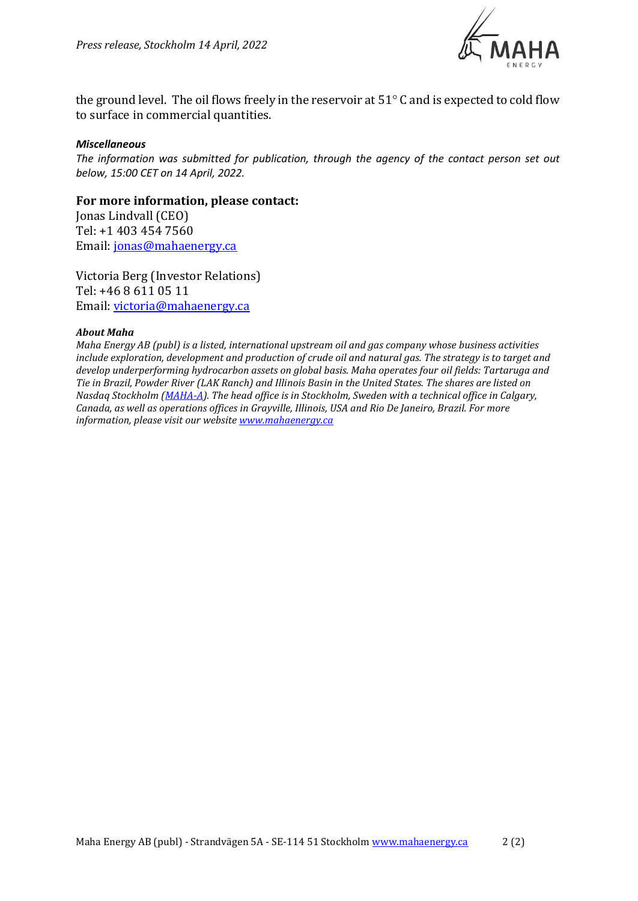the ground level. The oil flows freely in the reservoir at 51° C and is expected to cold flow to surface in commercial quantities.

***Miscellaneous***

*The information was submitted for publication, through the agency of the contact person set out below, 15:00 CET on 14 April, 2022.*

**For more information, please contact:**

Jonas Lindvall (CEO)
Tel: +1 403 454 7560
Email: jonas@mahaenergy.ca

Victoria Berg (Investor Relations)
Tel: +46 8 611 05 11
Email: victoria@mahaenergy.ca

***About Maha***

*Maha Energy AB (publ) is a listed, international upstream oil and gas company whose business activities include exploration, development and production of crude oil and natural gas. The strategy is to target and develop underperforming hydrocarbon assets on global basis. Maha operates four oil fields: Tartaruga and Tie in Brazil, Powder River (LAK Ranch) and Illinois Basin in the United States. The shares are listed on Nasdaq Stockholm (MAHA-A). The head office is in Stockholm, Sweden with a technical office in Calgary, Canada, as well as operations offices in Grayville, Illinois, USA and Rio De Janeiro, Brazil. For more information, please visit our website www.mahaenergy.ca*